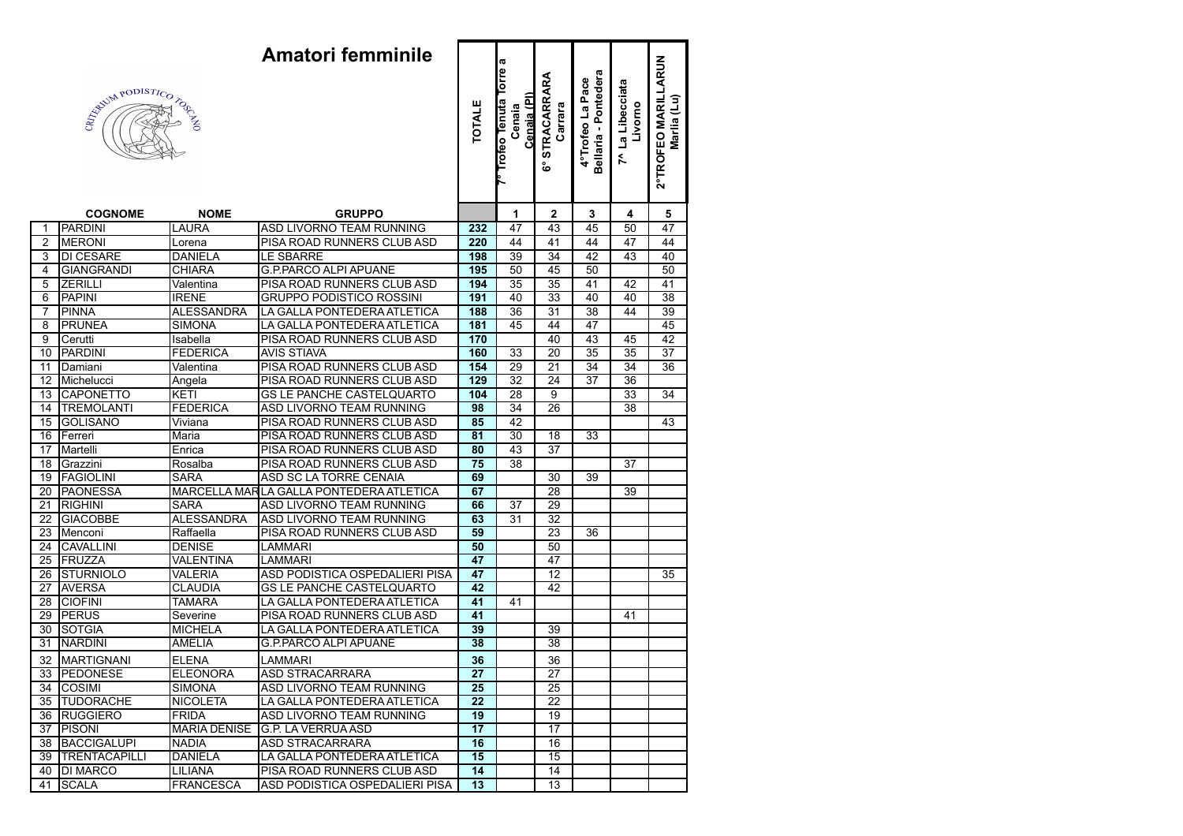# Amatori femminile

CRITERIUM PODISTICO TOSCANO

| | COGNOME | NOME | GRUPPO | TOTALE | 7° Trofeo Tenuta Torre a Cenaia Cenaia (PI) | 6° STRACARRARA Carrara | 4°Trofeo La Pace Bellaria - Pontedera | 7^ La Libecciata Livorno | 2°TROFEO MARILLARUN Marlia (Lu) |
|---|---|---|---|---|---|---|---|---|---|
| | | | | | 1 | 2 | 3 | 4 | 5 |
| 1 | PARDINI | LAURA | ASD LIVORNO TEAM RUNNING | 232 | 47 | 43 | 45 | 50 | 47 |
| 2 | MERONI | Lorena | PISA ROAD RUNNERS CLUB ASD | 220 | 44 | 41 | 44 | 47 | 44 |
| 3 | DI CESARE | DANIELA | LE SBARRE | 198 | 39 | 34 | 42 | 43 | 40 |
| 4 | GIANGRANDI | CHIARA | G.P.PARCO ALPI APUANE | 195 | 50 | 45 | 50 | | 50 |
| 5 | ZERILLI | Valentina | PISA ROAD RUNNERS CLUB ASD | 194 | 35 | 35 | 41 | 42 | 41 |
| 6 | PAPINI | IRENE | GRUPPO PODISTICO ROSSINI | 191 | 40 | 33 | 40 | 40 | 38 |
| 7 | PINNA | ALESSANDRA | LA GALLA PONTEDERA ATLETICA | 188 | 36 | 31 | 38 | 44 | 39 |
| 8 | PRUNEA | SIMONA | LA GALLA PONTEDERA ATLETICA | 181 | 45 | 44 | 47 | | 45 |
| 9 | Cerutti | Isabella | PISA ROAD RUNNERS CLUB ASD | 170 | | 40 | 43 | 45 | 42 |
| 10 | PARDINI | FEDERICA | AVIS STIAVA | 160 | 33 | 20 | 35 | 35 | 37 |
| 11 | Damiani | Valentina | PISA ROAD RUNNERS CLUB ASD | 154 | 29 | 21 | 34 | 34 | 36 |
| 12 | Michelucci | Angela | PISA ROAD RUNNERS CLUB ASD | 129 | 32 | 24 | 37 | 36 | |
| 13 | CAPONETTO | KETI | GS LE PANCHE CASTELQUARTO | 104 | 28 | 9 | | 33 | 34 |
| 14 | TREMOLANTI | FEDERICA | ASD LIVORNO TEAM RUNNING | 98 | 34 | 26 | | 38 | |
| 15 | GOLISANO | Viviana | PISA ROAD RUNNERS CLUB ASD | 85 | 42 | | | | 43 |
| 16 | Ferreri | Maria | PISA ROAD RUNNERS CLUB ASD | 81 | 30 | 18 | 33 | | |
| 17 | Martelli | Enrica | PISA ROAD RUNNERS CLUB ASD | 80 | 43 | 37 | | | |
| 18 | Grazzini | Rosalba | PISA ROAD RUNNERS CLUB ASD | 75 | 38 | | | 37 | |
| 19 | FAGIOLINI | SARA | ASD SC LA TORRE CENAIA | 69 | | 30 | 39 | | |
| 20 | PAONESSA | MARCELLA MAR | LA GALLA PONTEDERA ATLETICA | 67 | | 28 | | 39 | |
| 21 | RIGHINI | SARA | ASD LIVORNO TEAM RUNNING | 66 | 37 | 29 | | | |
| 22 | GIACOBBE | ALESSANDRA | ASD LIVORNO TEAM RUNNING | 63 | 31 | 32 | | | |
| 23 | Menconi | Raffaella | PISA ROAD RUNNERS CLUB ASD | 59 | | 23 | 36 | | |
| 24 | CAVALLINI | DENISE | LAMMARI | 50 | | 50 | | | |
| 25 | FRUZZA | VALENTINA | LAMMARI | 47 | | 47 | | | |
| 26 | STURNIOLO | VALERIA | ASD PODISTICA OSPEDALIERI PISA | 47 | | 12 | | | 35 |
| 27 | AVERSA | CLAUDIA | GS LE PANCHE CASTELQUARTO | 42 | | 42 | | | |
| 28 | CIOFINI | TAMARA | LA GALLA PONTEDERA ATLETICA | 41 | 41 | | | | |
| 29 | PERUS | Severine | PISA ROAD RUNNERS CLUB ASD | 41 | | | | 41 | |
| 30 | SOTGIA | MICHELA | LA GALLA PONTEDERA ATLETICA | 39 | | 39 | | | |
| 31 | NARDINI | AMELIA | G.P.PARCO ALPI APUANE | 38 | | 38 | | | |
| 32 | MARTIGNANI | ELENA | LAMMARI | 36 | | 36 | | | |
| 33 | PEDONESE | ELEONORA | ASD STRACARRARA | 27 | | 27 | | | |
| 34 | COSIMI | SIMONA | ASD LIVORNO TEAM RUNNING | 25 | | 25 | | | |
| 35 | TUDORACHE | NICOLETA | LA GALLA PONTEDERA ATLETICA | 22 | | 22 | | | |
| 36 | RUGGIERO | FRIDA | ASD LIVORNO TEAM RUNNING | 19 | | 19 | | | |
| 37 | PISONI | MARIA DENISE | G.P. LA VERRUA ASD | 17 | | 17 | | | |
| 38 | BACCIGALUPI | NADIA | ASD STRACARRARA | 16 | | 16 | | | |
| 39 | TRENTACAPILLI | DANIELA | LA GALLA PONTEDERA ATLETICA | 15 | | 15 | | | |
| 40 | DI MARCO | LILIANA | PISA ROAD RUNNERS CLUB ASD | 14 | | 14 | | | |
| 41 | SCALA | FRANCESCA | ASD PODISTICA OSPEDALIERI PISA | 13 | | 13 | | | |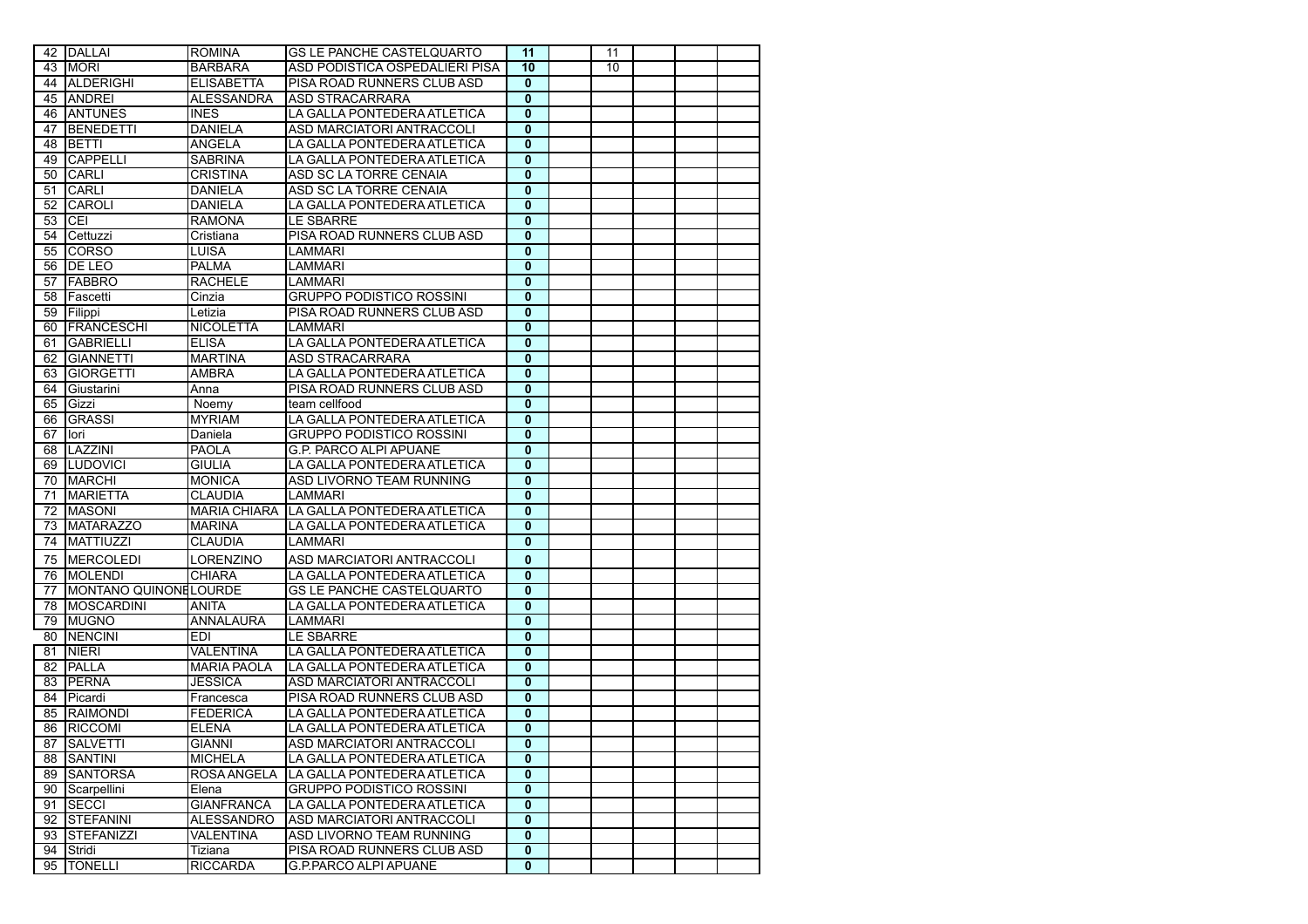| | | | | | | | | | |
|---|---|---|---|---|---|---|---|---|---|
| 42 | DALLAI | ROMINA | GS LE PANCHE CASTELQUARTO | **11** | | 11 | | | |
| 43 | MORI | BARBARA | ASD PODISTICA OSPEDALIERI PISA | **10** | | 10 | | | |
| 44 | ALDERIGHI | ELISABETTA | PISA ROAD RUNNERS CLUB ASD | **0** | | | | | |
| 45 | ANDREI | ALESSANDRA | ASD STRACARRARA | **0** | | | | | |
| 46 | ANTUNES | INES | LA GALLA PONTEDERA ATLETICA | **0** | | | | | |
| 47 | BENEDETTI | DANIELA | ASD MARCIATORI ANTRACCOLI | **0** | | | | | |
| 48 | BETTI | ANGELA | LA GALLA PONTEDERA ATLETICA | **0** | | | | | |
| 49 | CAPPELLI | SABRINA | LA GALLA PONTEDERA ATLETICA | **0** | | | | | |
| 50 | CARLI | CRISTINA | ASD SC LA TORRE CENAIA | **0** | | | | | |
| 51 | CARLI | DANIELA | ASD SC LA TORRE CENAIA | **0** | | | | | |
| 52 | CAROLI | DANIELA | LA GALLA PONTEDERA ATLETICA | **0** | | | | | |
| 53 | CEI | RAMONA | LE SBARRE | **0** | | | | | |
| 54 | Cettuzzi | Cristiana | PISA ROAD RUNNERS CLUB ASD | **0** | | | | | |
| 55 | CORSO | LUISA | LAMMARI | **0** | | | | | |
| 56 | DE LEO | PALMA | LAMMARI | **0** | | | | | |
| 57 | FABBRO | RACHELE | LAMMARI | **0** | | | | | |
| 58 | Fascetti | Cinzia | GRUPPO PODISTICO ROSSINI | **0** | | | | | |
| 59 | Filippi | Letizia | PISA ROAD RUNNERS CLUB ASD | **0** | | | | | |
| 60 | FRANCESCHI | NICOLETTA | LAMMARI | **0** | | | | | |
| 61 | GABRIELLI | ELISA | LA GALLA PONTEDERA ATLETICA | **0** | | | | | |
| 62 | GIANNETTI | MARTINA | ASD STRACARRARA | **0** | | | | | |
| 63 | GIORGETTI | AMBRA | LA GALLA PONTEDERA ATLETICA | **0** | | | | | |
| 64 | Giustarini | Anna | PISA ROAD RUNNERS CLUB ASD | **0** | | | | | |
| 65 | Gizzi | Noemy | team cellfood | **0** | | | | | |
| 66 | GRASSI | MYRIAM | LA GALLA PONTEDERA ATLETICA | **0** | | | | | |
| 67 | Iori | Daniela | GRUPPO PODISTICO ROSSINI | **0** | | | | | |
| 68 | LAZZINI | PAOLA | G.P. PARCO ALPI APUANE | **0** | | | | | |
| 69 | LUDOVICI | GIULIA | LA GALLA PONTEDERA ATLETICA | **0** | | | | | |
| 70 | MARCHI | MONICA | ASD LIVORNO TEAM RUNNING | **0** | | | | | |
| 71 | MARIETTA | CLAUDIA | LAMMARI | **0** | | | | | |
| 72 | MASONI | MARIA CHIARA | LA GALLA PONTEDERA ATLETICA | **0** | | | | | |
| 73 | MATARAZZO | MARINA | LA GALLA PONTEDERA ATLETICA | **0** | | | | | |
| 74 | MATTIUZZI | CLAUDIA | LAMMARI | **0** | | | | | |
| 75 | MERCOLEDI | LORENZINO | ASD MARCIATORI ANTRACCOLI | **0** | | | | | |
| 76 | MOLENDI | CHIARA | LA GALLA PONTEDERA ATLETICA | **0** | | | | | |
| 77 | MONTANO QUINONE | LOURDE | GS LE PANCHE CASTELQUARTO | **0** | | | | | |
| 78 | MOSCARDINI | ANITA | LA GALLA PONTEDERA ATLETICA | **0** | | | | | |
| 79 | MUGNO | ANNALAURA | LAMMARI | **0** | | | | | |
| 80 | NENCINI | EDI | LE SBARRE | **0** | | | | | |
| 81 | NIERI | VALENTINA | LA GALLA PONTEDERA ATLETICA | **0** | | | | | |
| 82 | PALLA | MARIA PAOLA | LA GALLA PONTEDERA ATLETICA | **0** | | | | | |
| 83 | PERNA | JESSICA | ASD MARCIATORI ANTRACCOLI | **0** | | | | | |
| 84 | Picardi | Francesca | PISA ROAD RUNNERS CLUB ASD | **0** | | | | | |
| 85 | RAIMONDI | FEDERICA | LA GALLA PONTEDERA ATLETICA | **0** | | | | | |
| 86 | RICCOMI | ELENA | LA GALLA PONTEDERA ATLETICA | **0** | | | | | |
| 87 | SALVETTI | GIANNI | ASD MARCIATORI ANTRACCOLI | **0** | | | | | |
| 88 | SANTINI | MICHELA | LA GALLA PONTEDERA ATLETICA | **0** | | | | | |
| 89 | SANTORSA | ROSA ANGELA | LA GALLA PONTEDERA ATLETICA | **0** | | | | | |
| 90 | Scarpellini | Elena | GRUPPO PODISTICO ROSSINI | **0** | | | | | |
| 91 | SECCI | GIANFRANCA | LA GALLA PONTEDERA ATLETICA | **0** | | | | | |
| 92 | STEFANINI | ALESSANDRO | ASD MARCIATORI ANTRACCOLI | **0** | | | | | |
| 93 | STEFANIZZI | VALENTINA | ASD LIVORNO TEAM RUNNING | **0** | | | | | |
| 94 | Stridi | Tiziana | PISA ROAD RUNNERS CLUB ASD | **0** | | | | | |
| 95 | TONELLI | RICCARDA | G.P.PARCO ALPI APUANE | **0** | | | | | |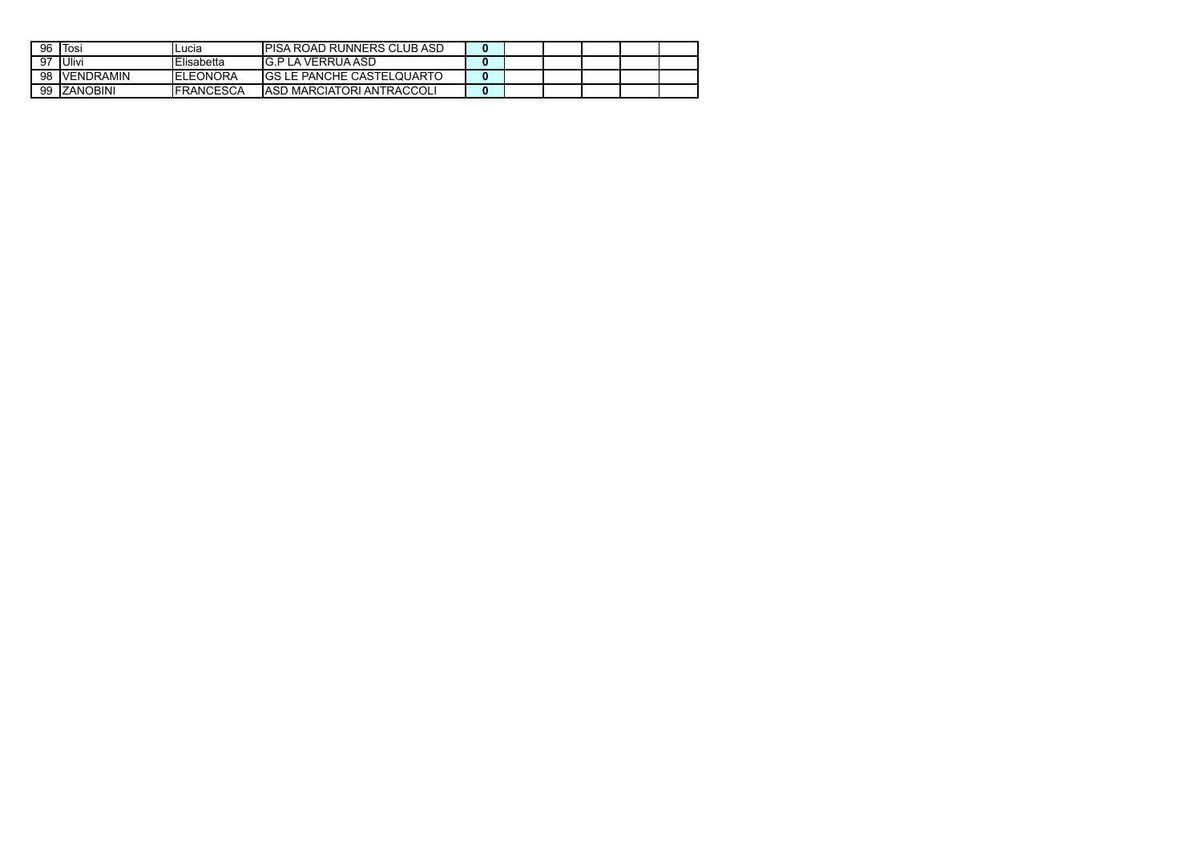| | | | | | | | | | |
|---|---|---|---|---|---|---|---|---|---|
| 96 | Tosi | Lucia | PISA ROAD RUNNERS CLUB ASD | **0** | | | | | |
| 97 | Ulivi | Elisabetta | G.P LA VERRUA ASD | **0** | | | | | |
| 98 | VENDRAMIN | ELEONORA | GS LE PANCHE CASTELQUARTO | **0** | | | | | |
| 99 | ZANOBINI | FRANCESCA | ASD MARCIATORI ANTRACCOLI | **0** | | | | | |